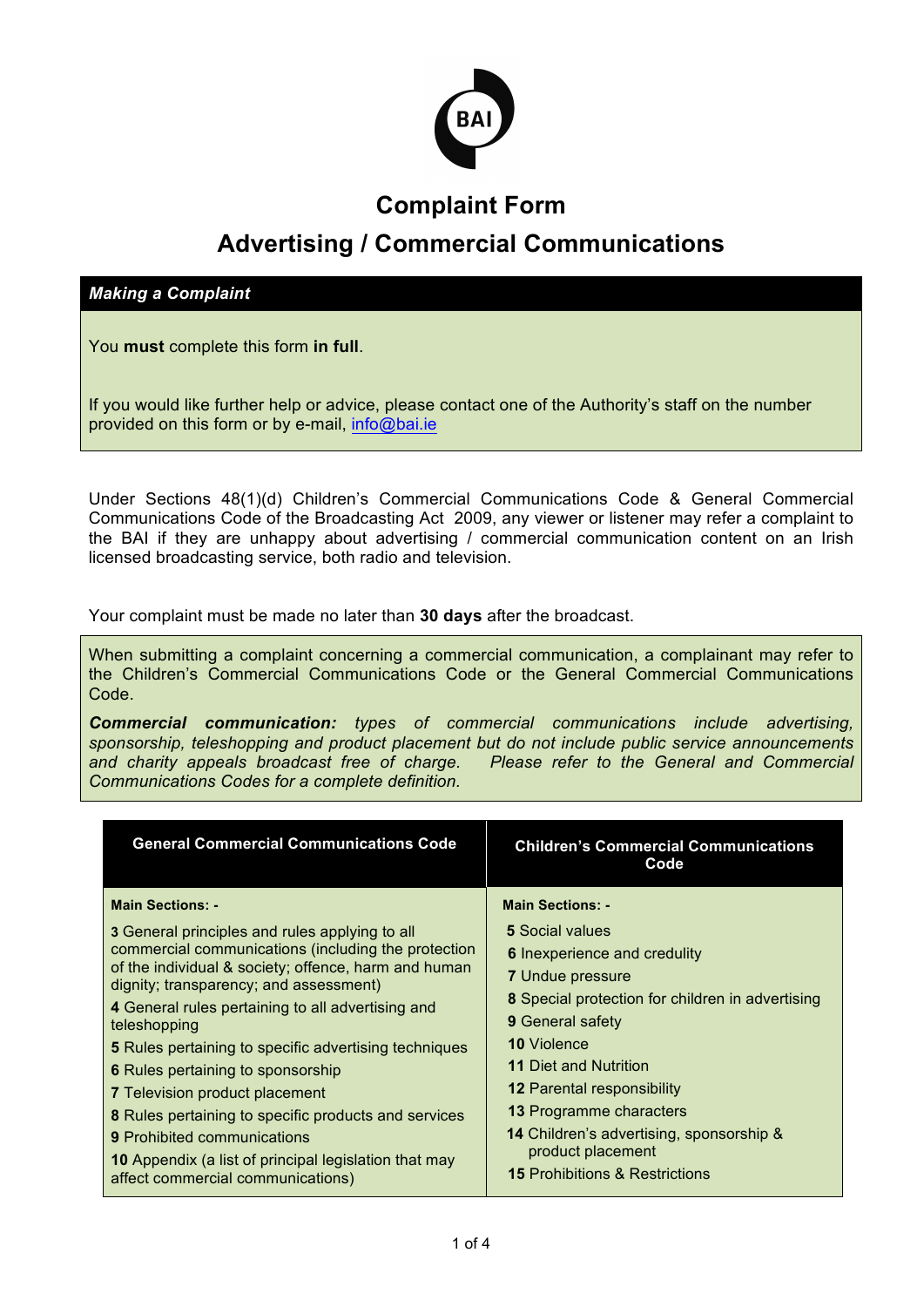# Complaint Form

## Advertising / Commercial Communications

### *Making a Complaint*

You **must** complete this form **in full**.

If you would like further help or advice, please contact one of the Authority's staff on the number provided on this form or by e-mail, info@bai.ie

Under Sections 48(1)(d) Children's Commercial Communications Code & General Commercial Communications Code of the Broadcasting Act 2009, any viewer or listener may refer a complaint to the BAI if they are unhappy about advertising / commercial communication content on an Irish licensed broadcasting service, both radio and television.

Your complaint must be made no later than **30 days** after the broadcast.

When submitting a complaint concerning a commercial communication, a complainant may refer to the Children's Commercial Communications Code or the General Commercial Communications Code.

***Commercial communication:*** *types of commercial communications include advertising, sponsorship, teleshopping and product placement but do not include public service announcements and charity appeals broadcast free of charge. Please refer to the General and Commercial Communications Codes for a complete definition.*

| General Commercial Communications Code | Children's Commercial Communications Code |
|---|---|
| **Main Sections: -** | **Main Sections: -** |
| **3** General principles and rules applying to all commercial communications (including the protection of the individual & society; offence, harm and human dignity; transparency; and assessment) | **5** Social values |
| **4** General rules pertaining to all advertising and teleshopping | **6** Inexperience and credulity |
| **5** Rules pertaining to specific advertising techniques | **7** Undue pressure |
| **6** Rules pertaining to sponsorship | **8** Special protection for children in advertising |
| **7** Television product placement | **9** General safety |
| **8** Rules pertaining to specific products and services | **10** Violence |
| **9** Prohibited communications | **11** Diet and Nutrition |
| **10** Appendix (a list of principal legislation that may affect commercial communications) | **12** Parental responsibility |
| | **13** Programme characters |
| | **14** Children's advertising, sponsorship & product placement |
| | **15** Prohibitions & Restrictions |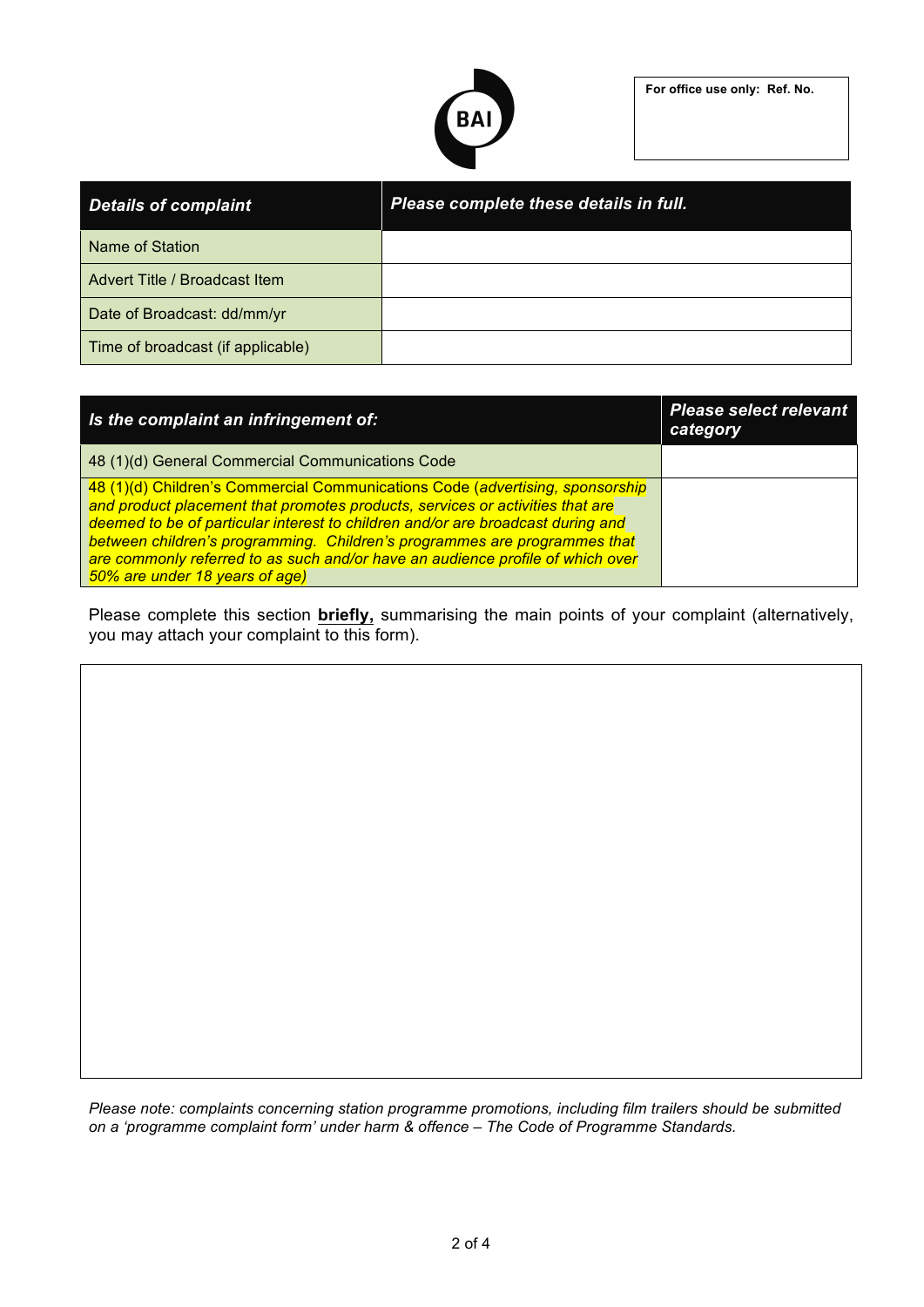For office use only: Ref. No.

| ***Details of complaint*** | ***Please complete these details in full.*** |
|---|---|
| Name of Station | |
| Advert Title / Broadcast Item | |
| Date of Broadcast: dd/mm/yr | |
| Time of broadcast (if applicable) | |

| ***Is the complaint an infringement of:*** | ***Please select relevant category*** |
|---|---|
| 48 (1)(d) General Commercial Communications Code | |
| 48 (1)(d) Children's Commercial Communications Code (*advertising, sponsorship and product placement that promotes products, services or activities that are deemed to be of particular interest to children and/or are broadcast during and between children's programming. Children's programmes are programmes that are commonly referred to as such and/or have an audience profile of which over 50% are under 18 years of age)* | |

Please complete this section **briefly,** summarising the main points of your complaint (alternatively, you may attach your complaint to this form).

*Please note: complaints concerning station programme promotions, including film trailers should be submitted on a 'programme complaint form' under harm & offence – The Code of Programme Standards.*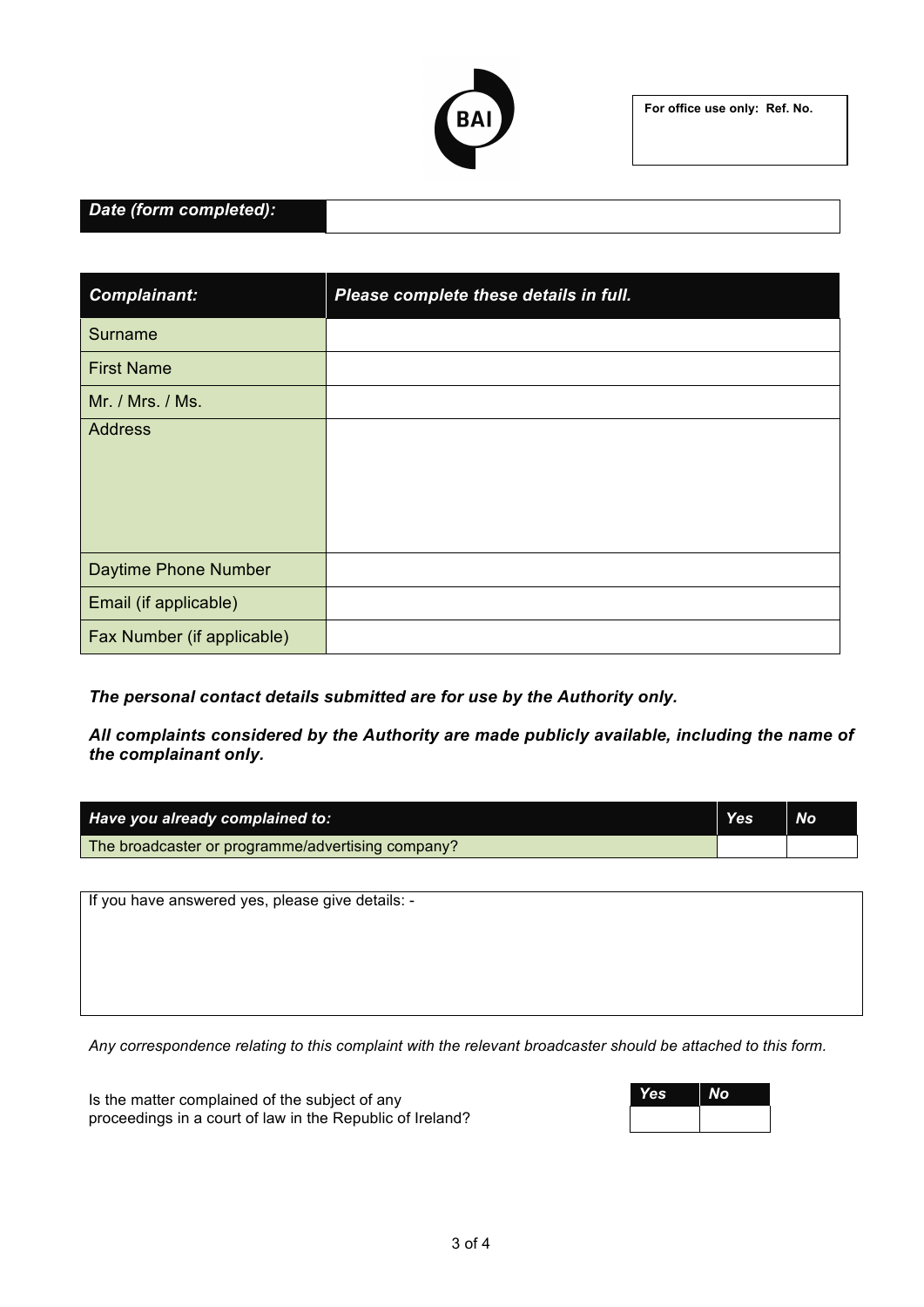BAI

| For office use only: Ref. No. |
|---|
| |

| *Date (form completed):* | |
|---|---|

| ***Complainant:*** | ***Please complete these details in full.*** |
|---|---|
| Surname | |
| First Name | |
| Mr. / Mrs. / Ms. | |
| Address | |
| Daytime Phone Number | |
| Email (if applicable) | |
| Fax Number (if applicable) | |

***The personal contact details submitted are for use by the Authority only.***

***All complaints considered by the Authority are made publicly available, including the name of the complainant only.***

| ***Have you already complained to:*** | ***Yes*** | ***No*** |
|---|---|---|
| The broadcaster or programme/advertising company? | | |

| If you have answered yes, please give details: - |
|---|
| |

*Any correspondence relating to this complaint with the relevant broadcaster should be attached to this form.*

Is the matter complained of the subject of any proceedings in a court of law in the Republic of Ireland?

| ***Yes*** | ***No*** |
|---|---|
| | |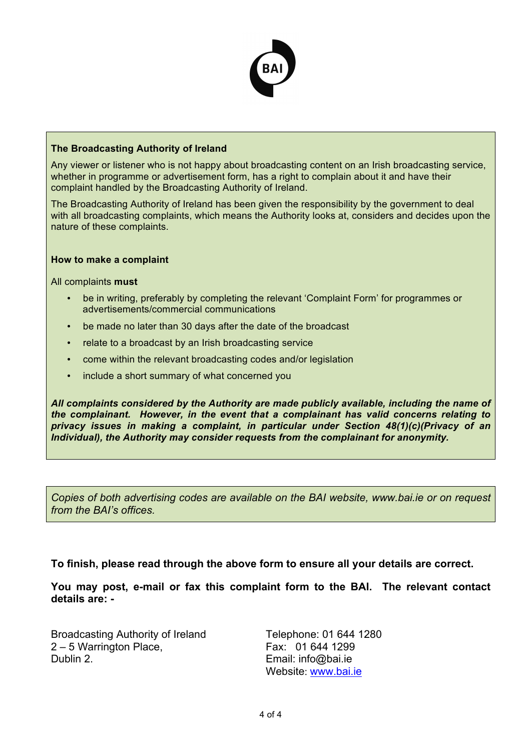### The Broadcasting Authority of Ireland

Any viewer or listener who is not happy about broadcasting content on an Irish broadcasting service, whether in programme or advertisement form, has a right to complain about it and have their complaint handled by the Broadcasting Authority of Ireland.

The Broadcasting Authority of Ireland has been given the responsibility by the government to deal with all broadcasting complaints, which means the Authority looks at, considers and decides upon the nature of these complaints.

### How to make a complaint

All complaints **must**

- be in writing, preferably by completing the relevant 'Complaint Form' for programmes or advertisements/commercial communications
- be made no later than 30 days after the date of the broadcast
- relate to a broadcast by an Irish broadcasting service
- come within the relevant broadcasting codes and/or legislation
- include a short summary of what concerned you

***All complaints considered by the Authority are made publicly available, including the name of the complainant. However, in the event that a complainant has valid concerns relating to privacy issues in making a complaint, in particular under Section 48(1)(c)(Privacy of an Individual), the Authority may consider requests from the complainant for anonymity.***

*Copies of both advertising codes are available on the BAI website, www.bai.ie or on request from the BAI's offices.*

**To finish, please read through the above form to ensure all your details are correct.**

**You may post, e-mail or fax this complaint form to the BAI. The relevant contact details are: -**

Broadcasting Authority of Ireland
2 – 5 Warrington Place,
Dublin 2.

Telephone: 01 644 1280
Fax: 01 644 1299
Email: info@bai.ie
Website: www.bai.ie